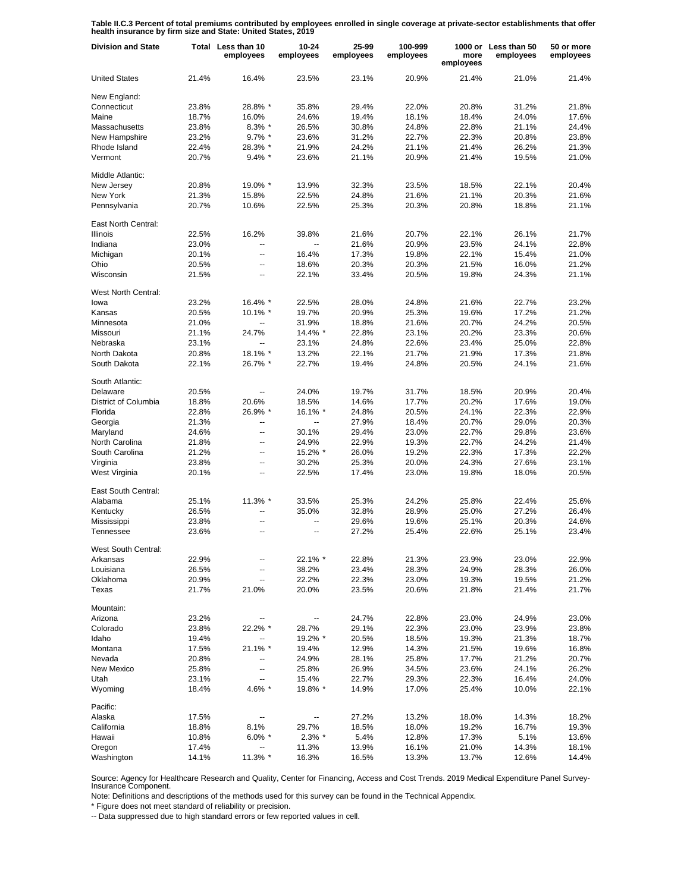**Table II.C.3 Percent of total premiums contributed by employees enrolled in single coverage at private-sector establishments that offer health insurance by firm size and State: United States, 2019**

| Division and State | Total | Less than 10 employees | 10-24 employees | 25-99 employees | 100-999 employees | 1000 or more employees | Less than 50 employees | 50 or more employees |
|---|---|---|---|---|---|---|---|---|
| United States | 21.4% | 16.4% | 23.5% | 23.1% | 20.9% | 21.4% | 21.0% | 21.4% |
| New England: | | | | | | | | |
| Connecticut | 23.8% | 28.8% * | 35.8% | 29.4% | 22.0% | 20.8% | 31.2% | 21.8% |
| Maine | 18.7% | 16.0% | 24.6% | 19.4% | 18.1% | 18.4% | 24.0% | 17.6% |
| Massachusetts | 23.8% | 8.3% * | 26.5% | 30.8% | 24.8% | 22.8% | 21.1% | 24.4% |
| New Hampshire | 23.2% | 9.7% * | 23.6% | 31.2% | 22.7% | 22.3% | 20.8% | 23.8% |
| Rhode Island | 22.4% | 28.3% * | 21.9% | 24.2% | 21.1% | 21.4% | 26.2% | 21.3% |
| Vermont | 20.7% | 9.4% * | 23.6% | 21.1% | 20.9% | 21.4% | 19.5% | 21.0% |
| Middle Atlantic: | | | | | | | | |
| New Jersey | 20.8% | 19.0% * | 13.9% | 32.3% | 23.5% | 18.5% | 22.1% | 20.4% |
| New York | 21.3% | 15.8% | 22.5% | 24.8% | 21.6% | 21.1% | 20.3% | 21.6% |
| Pennsylvania | 20.7% | 10.6% | 22.5% | 25.3% | 20.3% | 20.8% | 18.8% | 21.1% |
| East North Central: | | | | | | | | |
| Illinois | 22.5% | 16.2% | 39.8% | 21.6% | 20.7% | 22.1% | 26.1% | 21.7% |
| Indiana | 23.0% | -- | -- | 21.6% | 20.9% | 23.5% | 24.1% | 22.8% |
| Michigan | 20.1% | -- | 16.4% | 17.3% | 19.8% | 22.1% | 15.4% | 21.0% |
| Ohio | 20.5% | -- | 18.6% | 20.3% | 20.3% | 21.5% | 16.0% | 21.2% |
| Wisconsin | 21.5% | -- | 22.1% | 33.4% | 20.5% | 19.8% | 24.3% | 21.1% |
| West North Central: | | | | | | | | |
| Iowa | 23.2% | 16.4% * | 22.5% | 28.0% | 24.8% | 21.6% | 22.7% | 23.2% |
| Kansas | 20.5% | 10.1% * | 19.7% | 20.9% | 25.3% | 19.6% | 17.2% | 21.2% |
| Minnesota | 21.0% | -- | 31.9% | 18.8% | 21.6% | 20.7% | 24.2% | 20.5% |
| Missouri | 21.1% | 24.7% | 14.4% * | 22.8% | 23.1% | 20.2% | 23.3% | 20.6% |
| Nebraska | 23.1% | -- | 23.1% | 24.8% | 22.6% | 23.4% | 25.0% | 22.8% |
| North Dakota | 20.8% | 18.1% * | 13.2% | 22.1% | 21.7% | 21.9% | 17.3% | 21.8% |
| South Dakota | 22.1% | 26.7% * | 22.7% | 19.4% | 24.8% | 20.5% | 24.1% | 21.6% |
| South Atlantic: | | | | | | | | |
| Delaware | 20.5% | -- | 24.0% | 19.7% | 31.7% | 18.5% | 20.9% | 20.4% |
| District of Columbia | 18.8% | 20.6% | 18.5% | 14.6% | 17.7% | 20.2% | 17.6% | 19.0% |
| Florida | 22.8% | 26.9% * | 16.1% * | 24.8% | 20.5% | 24.1% | 22.3% | 22.9% |
| Georgia | 21.3% | -- | -- | 27.9% | 18.4% | 20.7% | 29.0% | 20.3% |
| Maryland | 24.6% | -- | 30.1% | 29.4% | 23.0% | 22.7% | 29.8% | 23.6% |
| North Carolina | 21.8% | -- | 24.9% | 22.9% | 19.3% | 22.7% | 24.2% | 21.4% |
| South Carolina | 21.2% | -- | 15.2% * | 26.0% | 19.2% | 22.3% | 17.3% | 22.2% |
| Virginia | 23.8% | -- | 30.2% | 25.3% | 20.0% | 24.3% | 27.6% | 23.1% |
| West Virginia | 20.1% | -- | 22.5% | 17.4% | 23.0% | 19.8% | 18.0% | 20.5% |
| East South Central: | | | | | | | | |
| Alabama | 25.1% | 11.3% * | 33.5% | 25.3% | 24.2% | 25.8% | 22.4% | 25.6% |
| Kentucky | 26.5% | -- | 35.0% | 32.8% | 28.9% | 25.0% | 27.2% | 26.4% |
| Mississippi | 23.8% | -- | -- | 29.6% | 19.6% | 25.1% | 20.3% | 24.6% |
| Tennessee | 23.6% | -- | -- | 27.2% | 25.4% | 22.6% | 25.1% | 23.4% |
| West South Central: | | | | | | | | |
| Arkansas | 22.9% | -- | 22.1% * | 22.8% | 21.3% | 23.9% | 23.0% | 22.9% |
| Louisiana | 26.5% | -- | 38.2% | 23.4% | 28.3% | 24.9% | 28.3% | 26.0% |
| Oklahoma | 20.9% | -- | 22.2% | 22.3% | 23.0% | 19.3% | 19.5% | 21.2% |
| Texas | 21.7% | 21.0% | 20.0% | 23.5% | 20.6% | 21.8% | 21.4% | 21.7% |
| Mountain: | | | | | | | | |
| Arizona | 23.2% | -- | -- | 24.7% | 22.8% | 23.0% | 24.9% | 23.0% |
| Colorado | 23.8% | 22.2% * | 28.7% | 29.1% | 22.3% | 23.0% | 23.9% | 23.8% |
| Idaho | 19.4% | -- | 19.2% * | 20.5% | 18.5% | 19.3% | 21.3% | 18.7% |
| Montana | 17.5% | 21.1% * | 19.4% | 12.9% | 14.3% | 21.5% | 19.6% | 16.8% |
| Nevada | 20.8% | -- | 24.9% | 28.1% | 25.8% | 17.7% | 21.2% | 20.7% |
| New Mexico | 25.8% | -- | 25.8% | 26.9% | 34.5% | 23.6% | 24.1% | 26.2% |
| Utah | 23.1% | -- | 15.4% | 22.7% | 29.3% | 22.3% | 16.4% | 24.0% |
| Wyoming | 18.4% | 4.6% * | 19.8% * | 14.9% | 17.0% | 25.4% | 10.0% | 22.1% |
| Pacific: | | | | | | | | |
| Alaska | 17.5% | -- | -- | 27.2% | 13.2% | 18.0% | 14.3% | 18.2% |
| California | 18.8% | 8.1% | 29.7% | 18.5% | 18.0% | 19.2% | 16.7% | 19.3% |
| Hawaii | 10.8% | 6.0% * | 2.3% * | 5.4% | 12.8% | 17.3% | 5.1% | 13.6% |
| Oregon | 17.4% | -- | 11.3% | 13.9% | 16.1% | 21.0% | 14.3% | 18.1% |
| Washington | 14.1% | 11.3% * | 16.3% | 16.5% | 13.3% | 13.7% | 12.6% | 14.4% |

Source: Agency for Healthcare Research and Quality, Center for Financing, Access and Cost Trends. 2019 Medical Expenditure Panel Survey-Insurance Component.

Note: Definitions and descriptions of the methods used for this survey can be found in the Technical Appendix.

* Figure does not meet standard of reliability or precision.

-- Data suppressed due to high standard errors or few reported values in cell.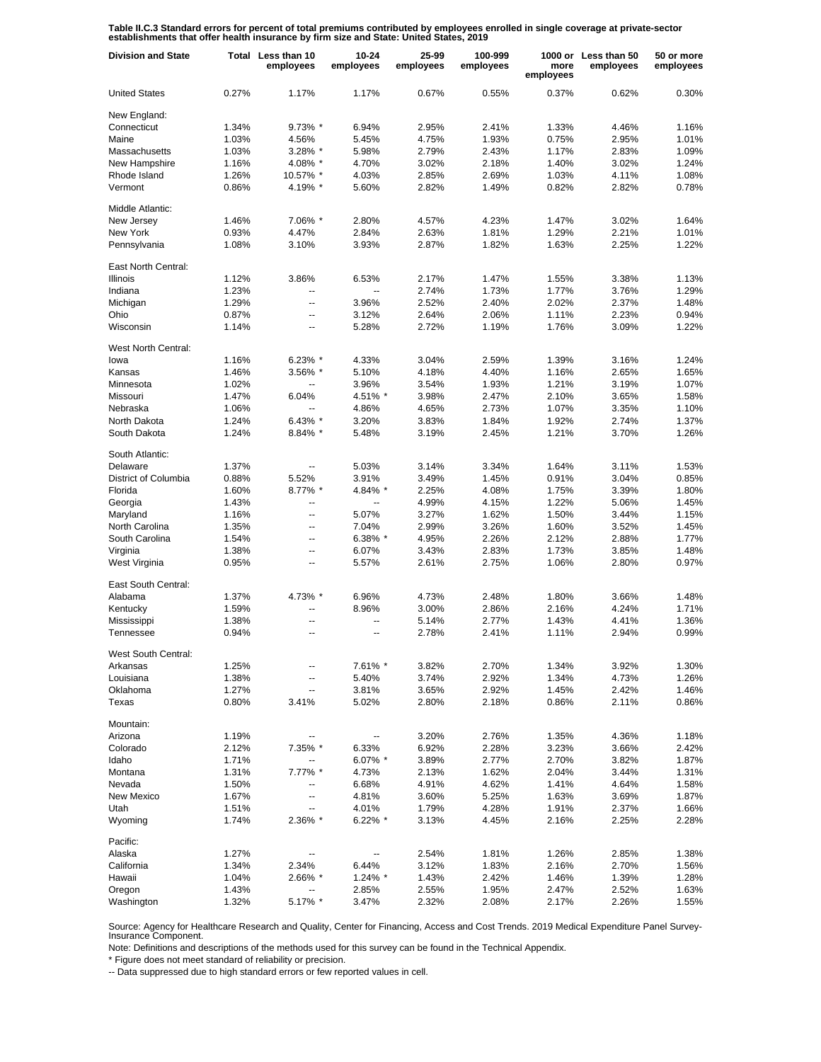**Table II.C.3 Standard errors for percent of total premiums contributed by employees enrolled in single coverage at private-sector establishments that offer health insurance by firm size and State: United States, 2019**

| Division and State | Total | Less than 10 employees | 10-24 employees | 25-99 employees | 100-999 employees | 1000 or more employees | Less than 50 employees | 50 or more employees |
|---|---|---|---|---|---|---|---|---|
| United States | 0.27% | 1.17% | 1.17% | 0.67% | 0.55% | 0.37% | 0.62% | 0.30% |
| New England: | | | | | | | | |
| Connecticut | 1.34% | 9.73% * | 6.94% | 2.95% | 2.41% | 1.33% | 4.46% | 1.16% |
| Maine | 1.03% | 4.56% | 5.45% | 4.75% | 1.93% | 0.75% | 2.95% | 1.01% |
| Massachusetts | 1.03% | 3.28% * | 5.98% | 2.79% | 2.43% | 1.17% | 2.83% | 1.09% |
| New Hampshire | 1.16% | 4.08% * | 4.70% | 3.02% | 2.18% | 1.40% | 3.02% | 1.24% |
| Rhode Island | 1.26% | 10.57% * | 4.03% | 2.85% | 2.69% | 1.03% | 4.11% | 1.08% |
| Vermont | 0.86% | 4.19% * | 5.60% | 2.82% | 1.49% | 0.82% | 2.82% | 0.78% |
| Middle Atlantic: | | | | | | | | |
| New Jersey | 1.46% | 7.06% * | 2.80% | 4.57% | 4.23% | 1.47% | 3.02% | 1.64% |
| New York | 0.93% | 4.47% | 2.84% | 2.63% | 1.81% | 1.29% | 2.21% | 1.01% |
| Pennsylvania | 1.08% | 3.10% | 3.93% | 2.87% | 1.82% | 1.63% | 2.25% | 1.22% |
| East North Central: | | | | | | | | |
| Illinois | 1.12% | 3.86% | 6.53% | 2.17% | 1.47% | 1.55% | 3.38% | 1.13% |
| Indiana | 1.23% | -- | -- | 2.74% | 1.73% | 1.77% | 3.76% | 1.29% |
| Michigan | 1.29% | -- | 3.96% | 2.52% | 2.40% | 2.02% | 2.37% | 1.48% |
| Ohio | 0.87% | -- | 3.12% | 2.64% | 2.06% | 1.11% | 2.23% | 0.94% |
| Wisconsin | 1.14% | -- | 5.28% | 2.72% | 1.19% | 1.76% | 3.09% | 1.22% |
| West North Central: | | | | | | | | |
| Iowa | 1.16% | 6.23% * | 4.33% | 3.04% | 2.59% | 1.39% | 3.16% | 1.24% |
| Kansas | 1.46% | 3.56% * | 5.10% | 4.18% | 4.40% | 1.16% | 2.65% | 1.65% |
| Minnesota | 1.02% | -- | 3.96% | 3.54% | 1.93% | 1.21% | 3.19% | 1.07% |
| Missouri | 1.47% | 6.04% | 4.51% * | 3.98% | 2.47% | 2.10% | 3.65% | 1.58% |
| Nebraska | 1.06% | -- | 4.86% | 4.65% | 2.73% | 1.07% | 3.35% | 1.10% |
| North Dakota | 1.24% | 6.43% * | 3.20% | 3.83% | 1.84% | 1.92% | 2.74% | 1.37% |
| South Dakota | 1.24% | 8.84% * | 5.48% | 3.19% | 2.45% | 1.21% | 3.70% | 1.26% |
| South Atlantic: | | | | | | | | |
| Delaware | 1.37% | -- | 5.03% | 3.14% | 3.34% | 1.64% | 3.11% | 1.53% |
| District of Columbia | 0.88% | 5.52% | 3.91% | 3.49% | 1.45% | 0.91% | 3.04% | 0.85% |
| Florida | 1.60% | 8.77% * | 4.84% * | 2.25% | 4.08% | 1.75% | 3.39% | 1.80% |
| Georgia | 1.43% | -- | -- | 4.99% | 4.15% | 1.22% | 5.06% | 1.45% |
| Maryland | 1.16% | -- | 5.07% | 3.27% | 1.62% | 1.50% | 3.44% | 1.15% |
| North Carolina | 1.35% | -- | 7.04% | 2.99% | 3.26% | 1.60% | 3.52% | 1.45% |
| South Carolina | 1.54% | -- | 6.38% * | 4.95% | 2.26% | 2.12% | 2.88% | 1.77% |
| Virginia | 1.38% | -- | 6.07% | 3.43% | 2.83% | 1.73% | 3.85% | 1.48% |
| West Virginia | 0.95% | -- | 5.57% | 2.61% | 2.75% | 1.06% | 2.80% | 0.97% |
| East South Central: | | | | | | | | |
| Alabama | 1.37% | 4.73% * | 6.96% | 4.73% | 2.48% | 1.80% | 3.66% | 1.48% |
| Kentucky | 1.59% | -- | 8.96% | 3.00% | 2.86% | 2.16% | 4.24% | 1.71% |
| Mississippi | 1.38% | -- | -- | 5.14% | 2.77% | 1.43% | 4.41% | 1.36% |
| Tennessee | 0.94% | -- | -- | 2.78% | 2.41% | 1.11% | 2.94% | 0.99% |
| West South Central: | | | | | | | | |
| Arkansas | 1.25% | -- | 7.61% * | 3.82% | 2.70% | 1.34% | 3.92% | 1.30% |
| Louisiana | 1.38% | -- | 5.40% | 3.74% | 2.92% | 1.34% | 4.73% | 1.26% |
| Oklahoma | 1.27% | -- | 3.81% | 3.65% | 2.92% | 1.45% | 2.42% | 1.46% |
| Texas | 0.80% | 3.41% | 5.02% | 2.80% | 2.18% | 0.86% | 2.11% | 0.86% |
| Mountain: | | | | | | | | |
| Arizona | 1.19% | -- | -- | 3.20% | 2.76% | 1.35% | 4.36% | 1.18% |
| Colorado | 2.12% | 7.35% * | 6.33% | 6.92% | 2.28% | 3.23% | 3.66% | 2.42% |
| Idaho | 1.71% | -- | 6.07% * | 3.89% | 2.77% | 2.70% | 3.82% | 1.87% |
| Montana | 1.31% | 7.77% * | 4.73% | 2.13% | 1.62% | 2.04% | 3.44% | 1.31% |
| Nevada | 1.50% | -- | 6.68% | 4.91% | 4.62% | 1.41% | 4.64% | 1.58% |
| New Mexico | 1.67% | -- | 4.81% | 3.60% | 5.25% | 1.63% | 3.69% | 1.87% |
| Utah | 1.51% | -- | 4.01% | 1.79% | 4.28% | 1.91% | 2.37% | 1.66% |
| Wyoming | 1.74% | 2.36% * | 6.22% * | 3.13% | 4.45% | 2.16% | 2.25% | 2.28% |
| Pacific: | | | | | | | | |
| Alaska | 1.27% | -- | -- | 2.54% | 1.81% | 1.26% | 2.85% | 1.38% |
| California | 1.34% | 2.34% | 6.44% | 3.12% | 1.83% | 2.16% | 2.70% | 1.56% |
| Hawaii | 1.04% | 2.66% * | 1.24% * | 1.43% | 2.42% | 1.46% | 1.39% | 1.28% |
| Oregon | 1.43% | -- | 2.85% | 2.55% | 1.95% | 2.47% | 2.52% | 1.63% |
| Washington | 1.32% | 5.17% * | 3.47% | 2.32% | 2.08% | 2.17% | 2.26% | 1.55% |

Source: Agency for Healthcare Research and Quality, Center for Financing, Access and Cost Trends. 2019 Medical Expenditure Panel Survey-Insurance Component.

Note: Definitions and descriptions of the methods used for this survey can be found in the Technical Appendix.

* Figure does not meet standard of reliability or precision.

-- Data suppressed due to high standard errors or few reported values in cell.